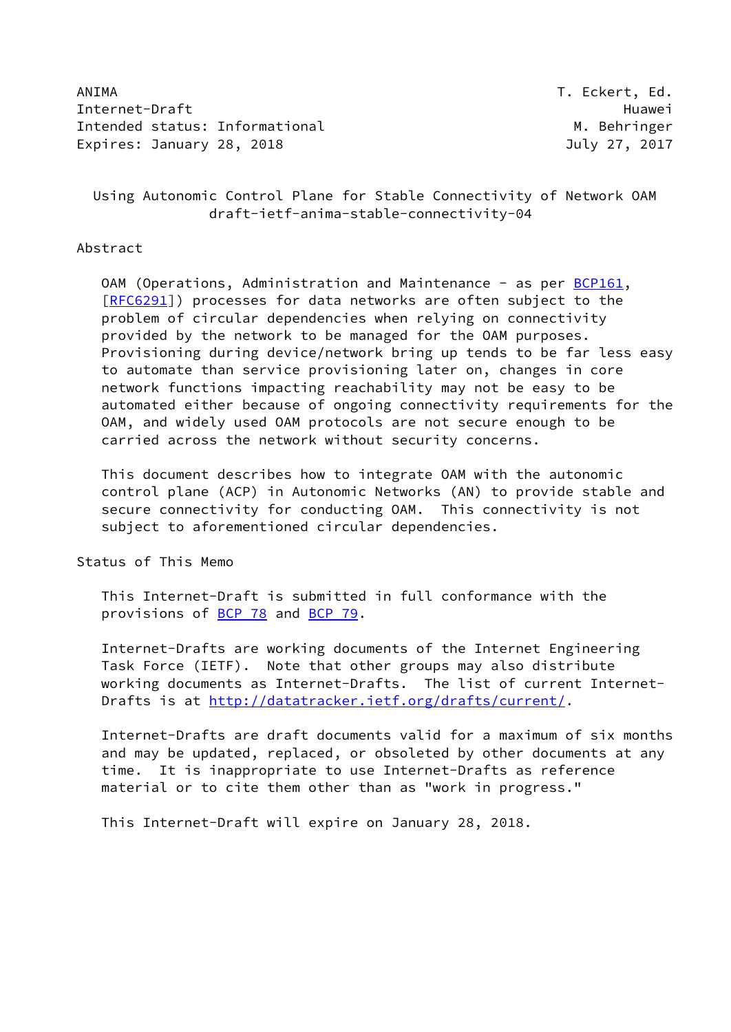ANIMA                                                     T. Eckert, Ed.
Internet-Draft                                                    Huawei
Intended status: Informational                              M. Behringer
Expires: January 28, 2018                                  July 27, 2017

# Using Autonomic Control Plane for Stable Connectivity of Network OAM
## draft-ietf-anima-stable-connectivity-04

## Abstract

OAM (Operations, Administration and Maintenance - as per BCP161, [RFC6291]) processes for data networks are often subject to the problem of circular dependencies when relying on connectivity provided by the network to be managed for the OAM purposes. Provisioning during device/network bring up tends to be far less easy to automate than service provisioning later on, changes in core network functions impacting reachability may not be easy to be automated either because of ongoing connectivity requirements for the OAM, and widely used OAM protocols are not secure enough to be carried across the network without security concerns.

This document describes how to integrate OAM with the autonomic control plane (ACP) in Autonomic Networks (AN) to provide stable and secure connectivity for conducting OAM. This connectivity is not subject to aforementioned circular dependencies.

## Status of This Memo

This Internet-Draft is submitted in full conformance with the provisions of BCP 78 and BCP 79.

Internet-Drafts are working documents of the Internet Engineering Task Force (IETF). Note that other groups may also distribute working documents as Internet-Drafts. The list of current Internet-Drafts is at http://datatracker.ietf.org/drafts/current/.

Internet-Drafts are draft documents valid for a maximum of six months and may be updated, replaced, or obsoleted by other documents at any time. It is inappropriate to use Internet-Drafts as reference material or to cite them other than as "work in progress."

This Internet-Draft will expire on January 28, 2018.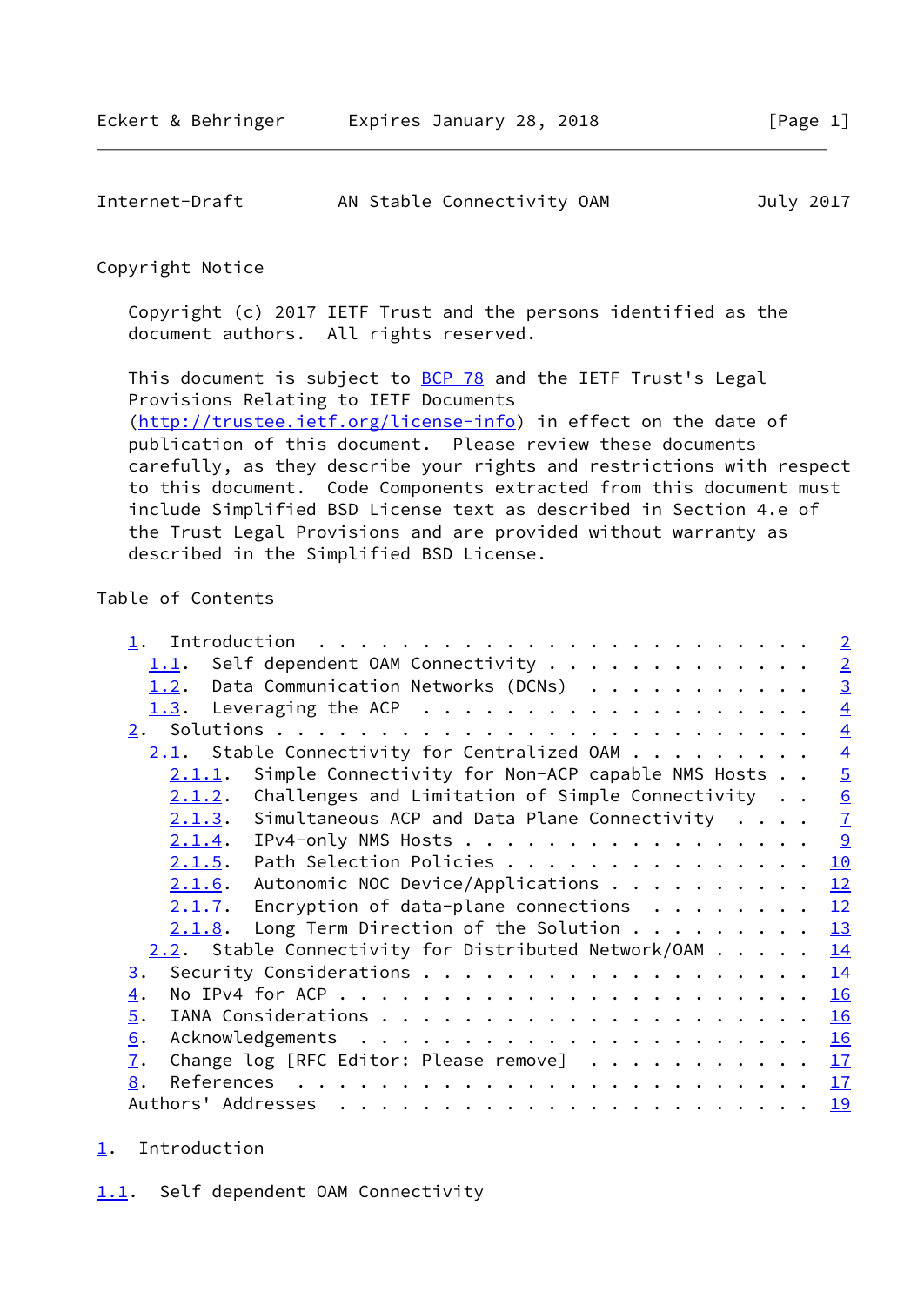## Copyright Notice

Copyright (c) 2017 IETF Trust and the persons identified as the document authors. All rights reserved.

This document is subject to BCP 78 and the IETF Trust's Legal Provisions Relating to IETF Documents (http://trustee.ietf.org/license-info) in effect on the date of publication of this document. Please review these documents carefully, as they describe your rights and restrictions with respect to this document. Code Components extracted from this document must include Simplified BSD License text as described in Section 4.e of the Trust Legal Provisions and are provided without warranty as described in the Simplified BSD License.

## Table of Contents

- 1. Introduction . . . . . . . . . . . . . . . . . . . . . . . . 2
  - 1.1. Self dependent OAM Connectivity . . . . . . . . . . . . . 2
  - 1.2. Data Communication Networks (DCNs) . . . . . . . . . . . 3
  - 1.3. Leveraging the ACP . . . . . . . . . . . . . . . . . . . 4
- 2. Solutions . . . . . . . . . . . . . . . . . . . . . . . . . . 4
  - 2.1. Stable Connectivity for Centralized OAM . . . . . . . . . 4
    - 2.1.1. Simple Connectivity for Non-ACP capable NMS Hosts . . 5
    - 2.1.2. Challenges and Limitation of Simple Connectivity . . 6
    - 2.1.3. Simultaneous ACP and Data Plane Connectivity . . . . 7
    - 2.1.4. IPv4-only NMS Hosts . . . . . . . . . . . . . . . . 9
    - 2.1.5. Path Selection Policies . . . . . . . . . . . . . . 10
    - 2.1.6. Autonomic NOC Device/Applications . . . . . . . . . 12
    - 2.1.7. Encryption of data-plane connections . . . . . . . . 12
    - 2.1.8. Long Term Direction of the Solution . . . . . . . . 13
  - 2.2. Stable Connectivity for Distributed Network/OAM . . . . . 14
- 3. Security Considerations . . . . . . . . . . . . . . . . . . . 14
- 4. No IPv4 for ACP . . . . . . . . . . . . . . . . . . . . . . . 16
- 5. IANA Considerations . . . . . . . . . . . . . . . . . . . . . 16
- 6. Acknowledgements . . . . . . . . . . . . . . . . . . . . . . 16
- 7. Change log [RFC Editor: Please remove] . . . . . . . . . . . 17
- 8. References . . . . . . . . . . . . . . . . . . . . . . . . . 17
- Authors' Addresses . . . . . . . . . . . . . . . . . . . . . . . 19

# 1. Introduction

## 1.1. Self dependent OAM Connectivity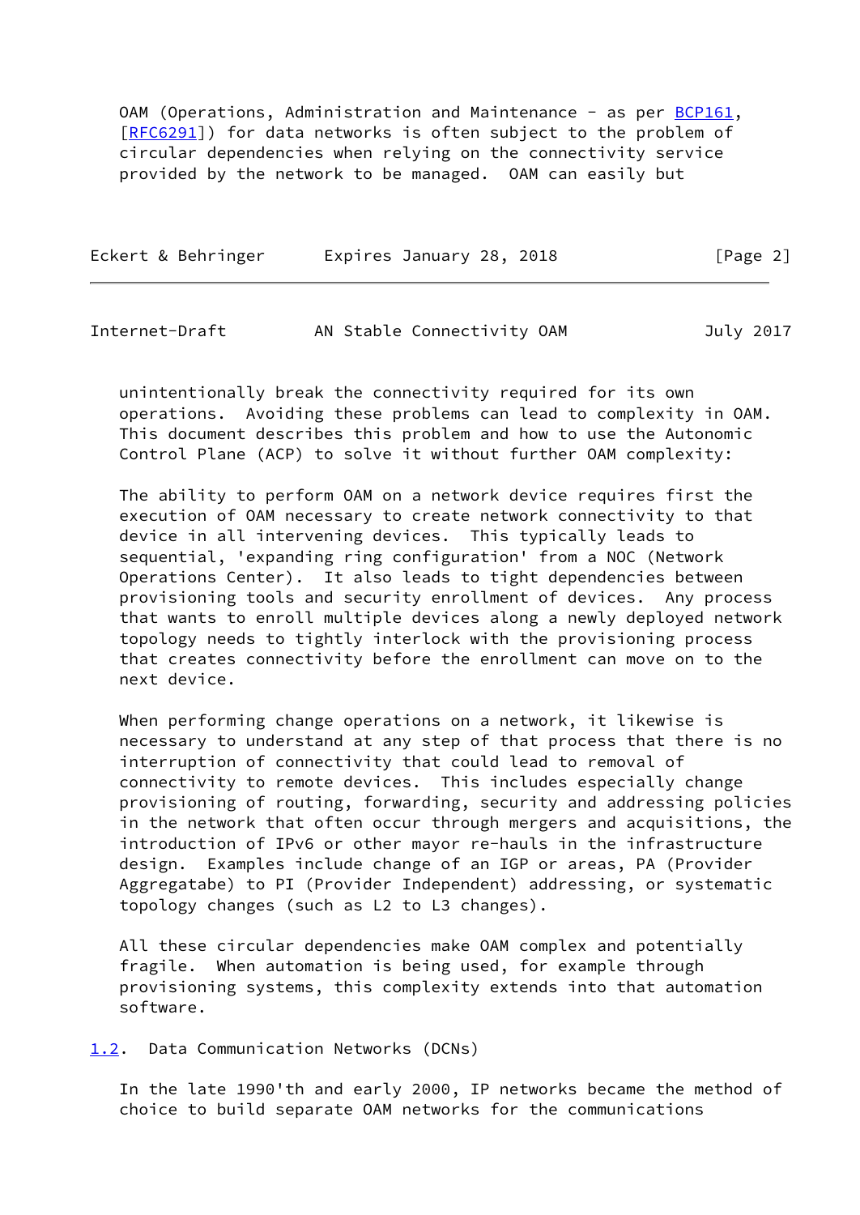OAM (Operations, Administration and Maintenance - as per BCP161, [RFC6291]) for data networks is often subject to the problem of circular dependencies when relying on the connectivity service provided by the network to be managed. OAM can easily but unintentionally break the connectivity required for its own operations. Avoiding these problems can lead to complexity in OAM. This document describes this problem and how to use the Autonomic Control Plane (ACP) to solve it without further OAM complexity:

The ability to perform OAM on a network device requires first the execution of OAM necessary to create network connectivity to that device in all intervening devices. This typically leads to sequential, 'expanding ring configuration' from a NOC (Network Operations Center). It also leads to tight dependencies between provisioning tools and security enrollment of devices. Any process that wants to enroll multiple devices along a newly deployed network topology needs to tightly interlock with the provisioning process that creates connectivity before the enrollment can move on to the next device.

When performing change operations on a network, it likewise is necessary to understand at any step of that process that there is no interruption of connectivity that could lead to removal of connectivity to remote devices. This includes especially change provisioning of routing, forwarding, security and addressing policies in the network that often occur through mergers and acquisitions, the introduction of IPv6 or other mayor re-hauls in the infrastructure design. Examples include change of an IGP or areas, PA (Provider Aggregatabe) to PI (Provider Independent) addressing, or systematic topology changes (such as L2 to L3 changes).

All these circular dependencies make OAM complex and potentially fragile. When automation is being used, for example through provisioning systems, this complexity extends into that automation software.

### 1.2. Data Communication Networks (DCNs)

In the late 1990'th and early 2000, IP networks became the method of choice to build separate OAM networks for the communications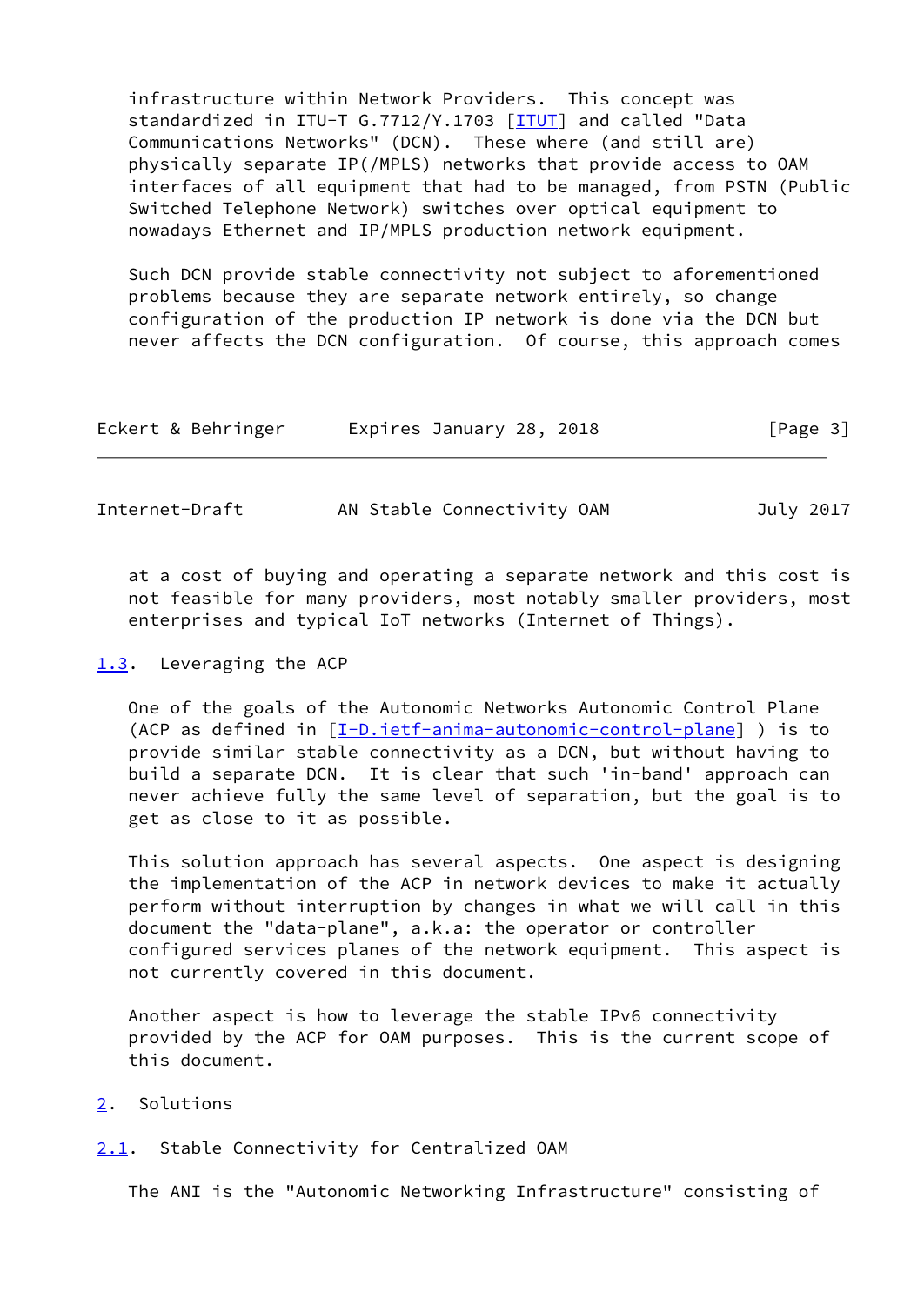infrastructure within Network Providers. This concept was standardized in ITU-T G.7712/Y.1703 [ITUT] and called "Data Communications Networks" (DCN). These where (and still are) physically separate IP(/MPLS) networks that provide access to OAM interfaces of all equipment that had to be managed, from PSTN (Public Switched Telephone Network) switches over optical equipment to nowadays Ethernet and IP/MPLS production network equipment.

Such DCN provide stable connectivity not subject to aforementioned problems because they are separate network entirely, so change configuration of the production IP network is done via the DCN but never affects the DCN configuration. Of course, this approach comes at a cost of buying and operating a separate network and this cost is not feasible for many providers, most notably smaller providers, most enterprises and typical IoT networks (Internet of Things).

### 1.3. Leveraging the ACP

One of the goals of the Autonomic Networks Autonomic Control Plane (ACP as defined in [I-D.ietf-anima-autonomic-control-plane] ) is to provide similar stable connectivity as a DCN, but without having to build a separate DCN. It is clear that such 'in-band' approach can never achieve fully the same level of separation, but the goal is to get as close to it as possible.

This solution approach has several aspects. One aspect is designing the implementation of the ACP in network devices to make it actually perform without interruption by changes in what we will call in this document the "data-plane", a.k.a: the operator or controller configured services planes of the network equipment. This aspect is not currently covered in this document.

Another aspect is how to leverage the stable IPv6 connectivity provided by the ACP for OAM purposes. This is the current scope of this document.

## 2. Solutions

### 2.1. Stable Connectivity for Centralized OAM

The ANI is the "Autonomic Networking Infrastructure" consisting of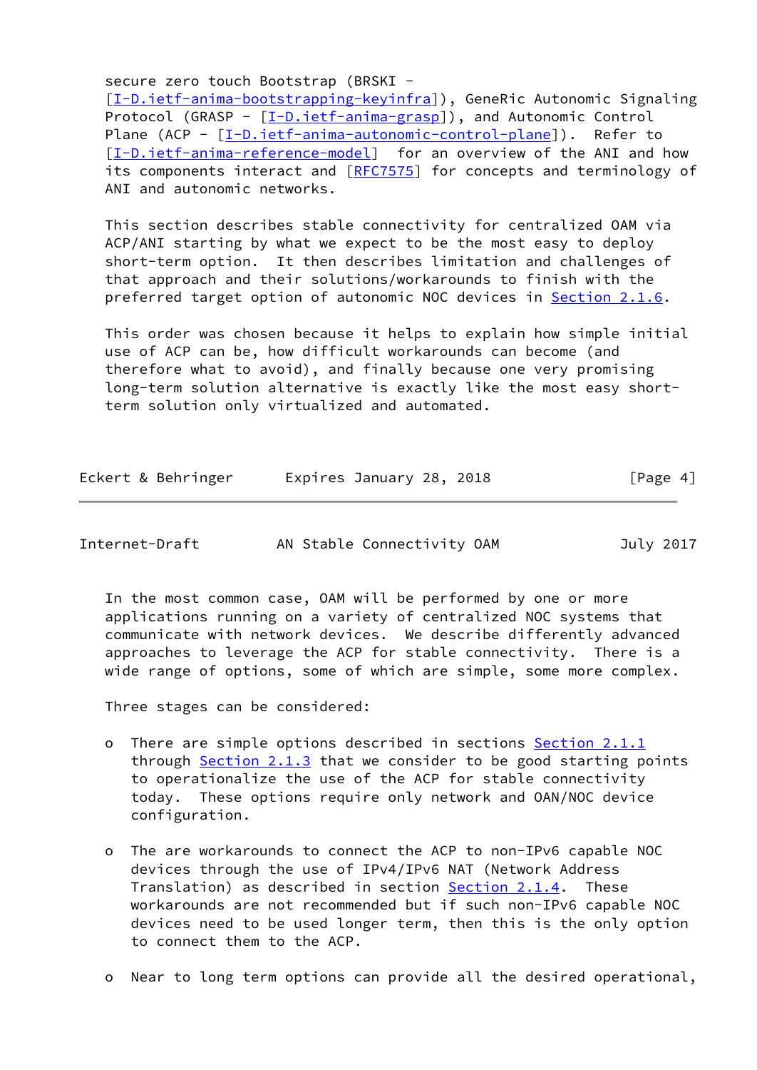secure zero touch Bootstrap (BRSKI - [I-D.ietf-anima-bootstrapping-keyinfra]), GeneRic Autonomic Signaling Protocol (GRASP - [I-D.ietf-anima-grasp]), and Autonomic Control Plane (ACP - [I-D.ietf-anima-autonomic-control-plane]). Refer to [I-D.ietf-anima-reference-model] for an overview of the ANI and how its components interact and [RFC7575] for concepts and terminology of ANI and autonomic networks.

This section describes stable connectivity for centralized OAM via ACP/ANI starting by what we expect to be the most easy to deploy short-term option. It then describes limitation and challenges of that approach and their solutions/workarounds to finish with the preferred target option of autonomic NOC devices in Section 2.1.6.

This order was chosen because it helps to explain how simple initial use of ACP can be, how difficult workarounds can become (and therefore what to avoid), and finally because one very promising long-term solution alternative is exactly like the most easy short-term solution only virtualized and automated.

In the most common case, OAM will be performed by one or more applications running on a variety of centralized NOC systems that communicate with network devices. We describe differently advanced approaches to leverage the ACP for stable connectivity. There is a wide range of options, some of which are simple, some more complex.

Three stages can be considered:

- There are simple options described in sections Section 2.1.1 through Section 2.1.3 that we consider to be good starting points to operationalize the use of the ACP for stable connectivity today. These options require only network and OAN/NOC device configuration.

- The are workarounds to connect the ACP to non-IPv6 capable NOC devices through the use of IPv4/IPv6 NAT (Network Address Translation) as described in section Section 2.1.4. These workarounds are not recommended but if such non-IPv6 capable NOC devices need to be used longer term, then this is the only option to connect them to the ACP.

- Near to long term options can provide all the desired operational,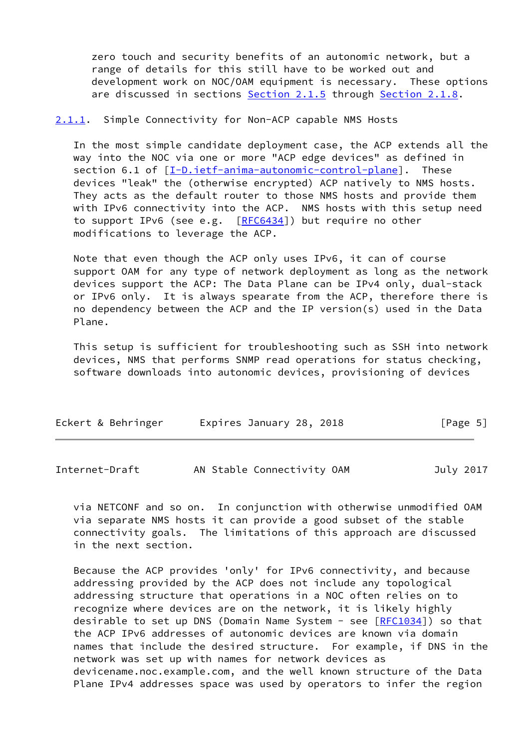zero touch and security benefits of an autonomic network, but a range of details for this still have to be worked out and development work on NOC/OAM equipment is necessary. These options are discussed in sections Section 2.1.5 through Section 2.1.8.

### 2.1.1. Simple Connectivity for Non-ACP capable NMS Hosts

In the most simple candidate deployment case, the ACP extends all the way into the NOC via one or more "ACP edge devices" as defined in section 6.1 of [I-D.ietf-anima-autonomic-control-plane]. These devices "leak" the (otherwise encrypted) ACP natively to NMS hosts. They acts as the default router to those NMS hosts and provide them with IPv6 connectivity into the ACP. NMS hosts with this setup need to support IPv6 (see e.g. [RFC6434]) but require no other modifications to leverage the ACP.

Note that even though the ACP only uses IPv6, it can of course support OAM for any type of network deployment as long as the network devices support the ACP: The Data Plane can be IPv4 only, dual-stack or IPv6 only. It is always speparate from the ACP, therefore there is no dependency between the ACP and the IP version(s) used in the Data Plane.

This setup is sufficient for troubleshooting such as SSH into network devices, NMS that performs SNMP read operations for status checking, software downloads into autonomic devices, provisioning of devices via NETCONF and so on. In conjunction with otherwise unmodified OAM via separate NMS hosts it can provide a good subset of the stable connectivity goals. The limitations of this approach are discussed in the next section.

Because the ACP provides 'only' for IPv6 connectivity, and because addressing provided by the ACP does not include any topological addressing structure that operations in a NOC often relies on to recognize where devices are on the network, it is likely highly desirable to set up DNS (Domain Name System - see [RFC1034]) so that the ACP IPv6 addresses of autonomic devices are known via domain names that include the desired structure. For example, if DNS in the network was set up with names for network devices as devicename.noc.example.com, and the well known structure of the Data Plane IPv4 addresses space was used by operators to infer the region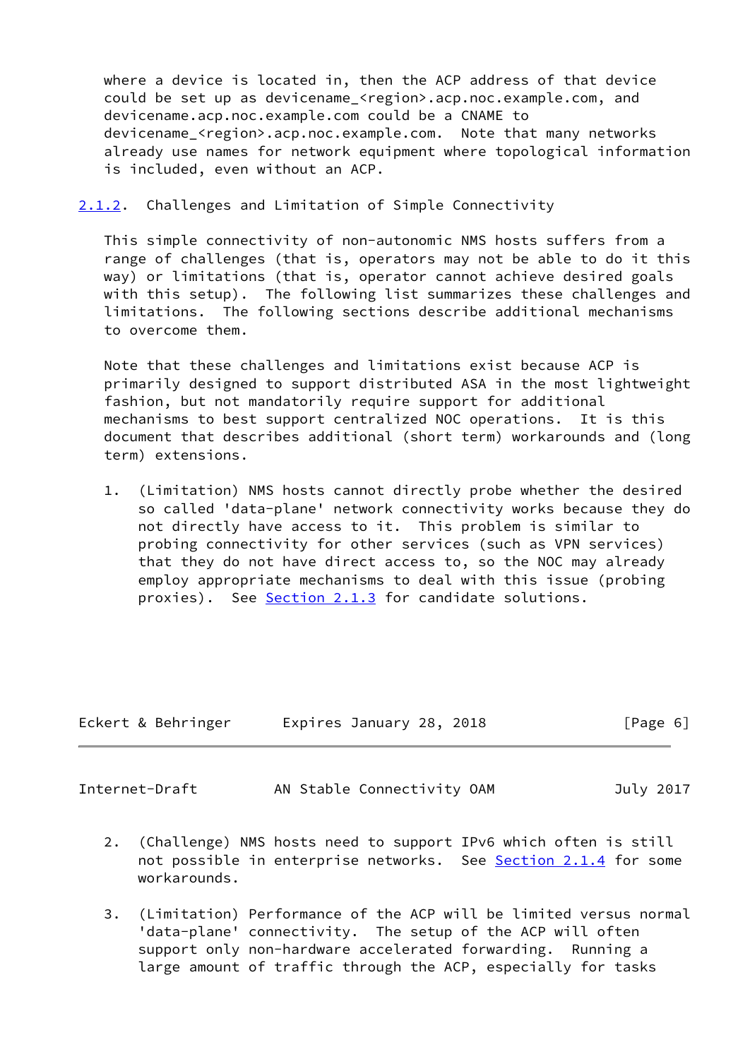where a device is located in, then the ACP address of that device could be set up as devicename_<region>.acp.noc.example.com, and devicename.acp.noc.example.com could be a CNAME to devicename_<region>.acp.noc.example.com. Note that many networks already use names for network equipment where topological information is included, even without an ACP.

### 2.1.2. Challenges and Limitation of Simple Connectivity

This simple connectivity of non-autonomic NMS hosts suffers from a range of challenges (that is, operators may not be able to do it this way) or limitations (that is, operator cannot achieve desired goals with this setup). The following list summarizes these challenges and limitations. The following sections describe additional mechanisms to overcome them.

Note that these challenges and limitations exist because ACP is primarily designed to support distributed ASA in the most lightweight fashion, but not mandatorily require support for additional mechanisms to best support centralized NOC operations. It is this document that describes additional (short term) workarounds and (long term) extensions.

1. (Limitation) NMS hosts cannot directly probe whether the desired so called 'data-plane' network connectivity works because they do not directly have access to it. This problem is similar to probing connectivity for other services (such as VPN services) that they do not have direct access to, so the NOC may already employ appropriate mechanisms to deal with this issue (probing proxies). See Section 2.1.3 for candidate solutions.

2. (Challenge) NMS hosts need to support IPv6 which often is still not possible in enterprise networks. See Section 2.1.4 for some workarounds.

3. (Limitation) Performance of the ACP will be limited versus normal 'data-plane' connectivity. The setup of the ACP will often support only non-hardware accelerated forwarding. Running a large amount of traffic through the ACP, especially for tasks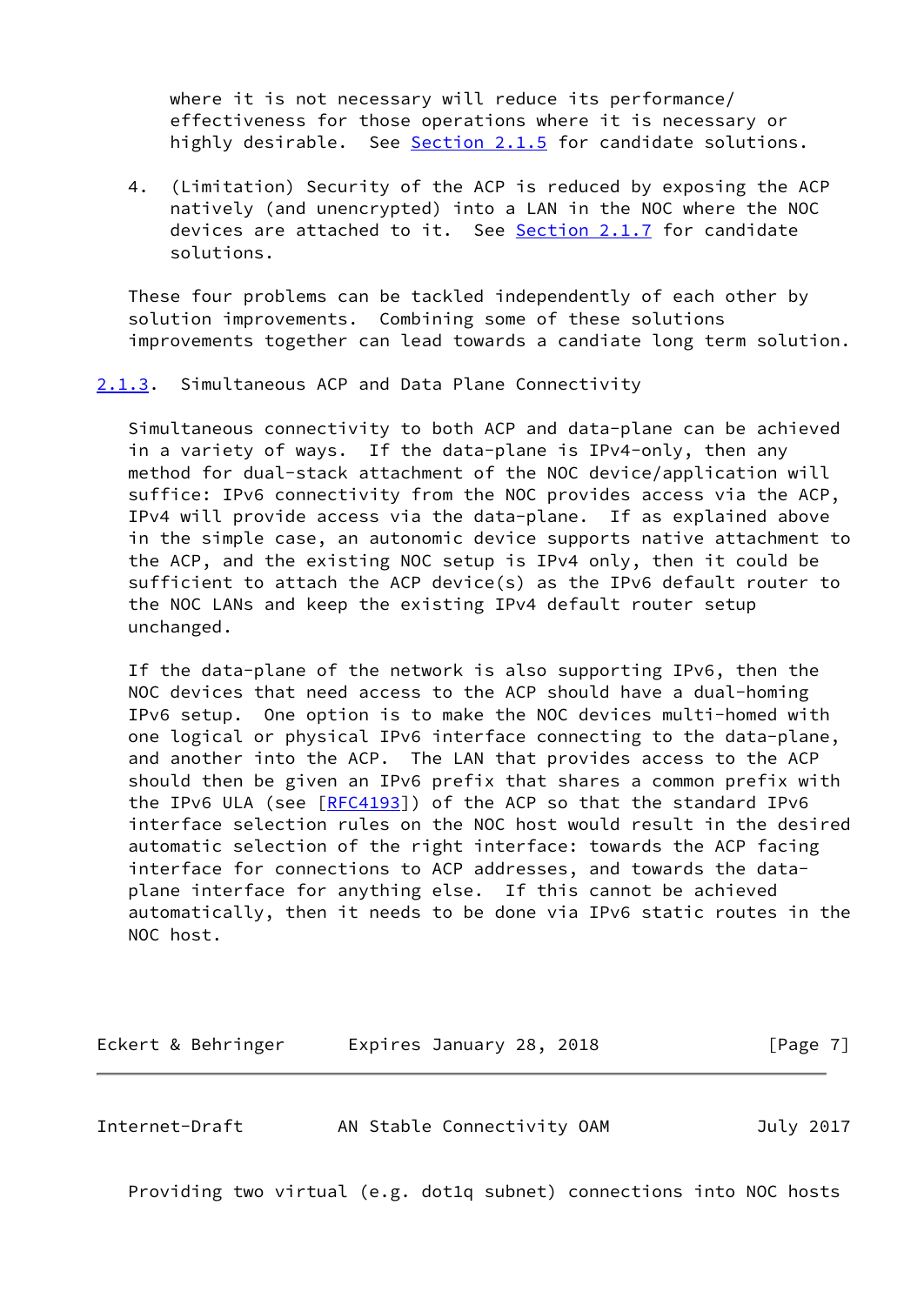where it is not necessary will reduce its performance/ effectiveness for those operations where it is necessary or highly desirable. See Section 2.1.5 for candidate solutions.

4. (Limitation) Security of the ACP is reduced by exposing the ACP natively (and unencrypted) into a LAN in the NOC where the NOC devices are attached to it. See Section 2.1.7 for candidate solutions.

These four problems can be tackled independently of each other by solution improvements. Combining some of these solutions improvements together can lead towards a candiate long term solution.

### 2.1.3. Simultaneous ACP and Data Plane Connectivity

Simultaneous connectivity to both ACP and data-plane can be achieved in a variety of ways. If the data-plane is IPv4-only, then any method for dual-stack attachment of the NOC device/application will suffice: IPv6 connectivity from the NOC provides access via the ACP, IPv4 will provide access via the data-plane. If as explained above in the simple case, an autonomic device supports native attachment to the ACP, and the existing NOC setup is IPv4 only, then it could be sufficient to attach the ACP device(s) as the IPv6 default router to the NOC LANs and keep the existing IPv4 default router setup unchanged.

If the data-plane of the network is also supporting IPv6, then the NOC devices that need access to the ACP should have a dual-homing IPv6 setup. One option is to make the NOC devices multi-homed with one logical or physical IPv6 interface connecting to the data-plane, and another into the ACP. The LAN that provides access to the ACP should then be given an IPv6 prefix that shares a common prefix with the IPv6 ULA (see [RFC4193]) of the ACP so that the standard IPv6 interface selection rules on the NOC host would result in the desired automatic selection of the right interface: towards the ACP facing interface for connections to ACP addresses, and towards the data-plane interface for anything else. If this cannot be achieved automatically, then it needs to be done via IPv6 static routes in the NOC host.

Providing two virtual (e.g. dot1q subnet) connections into NOC hosts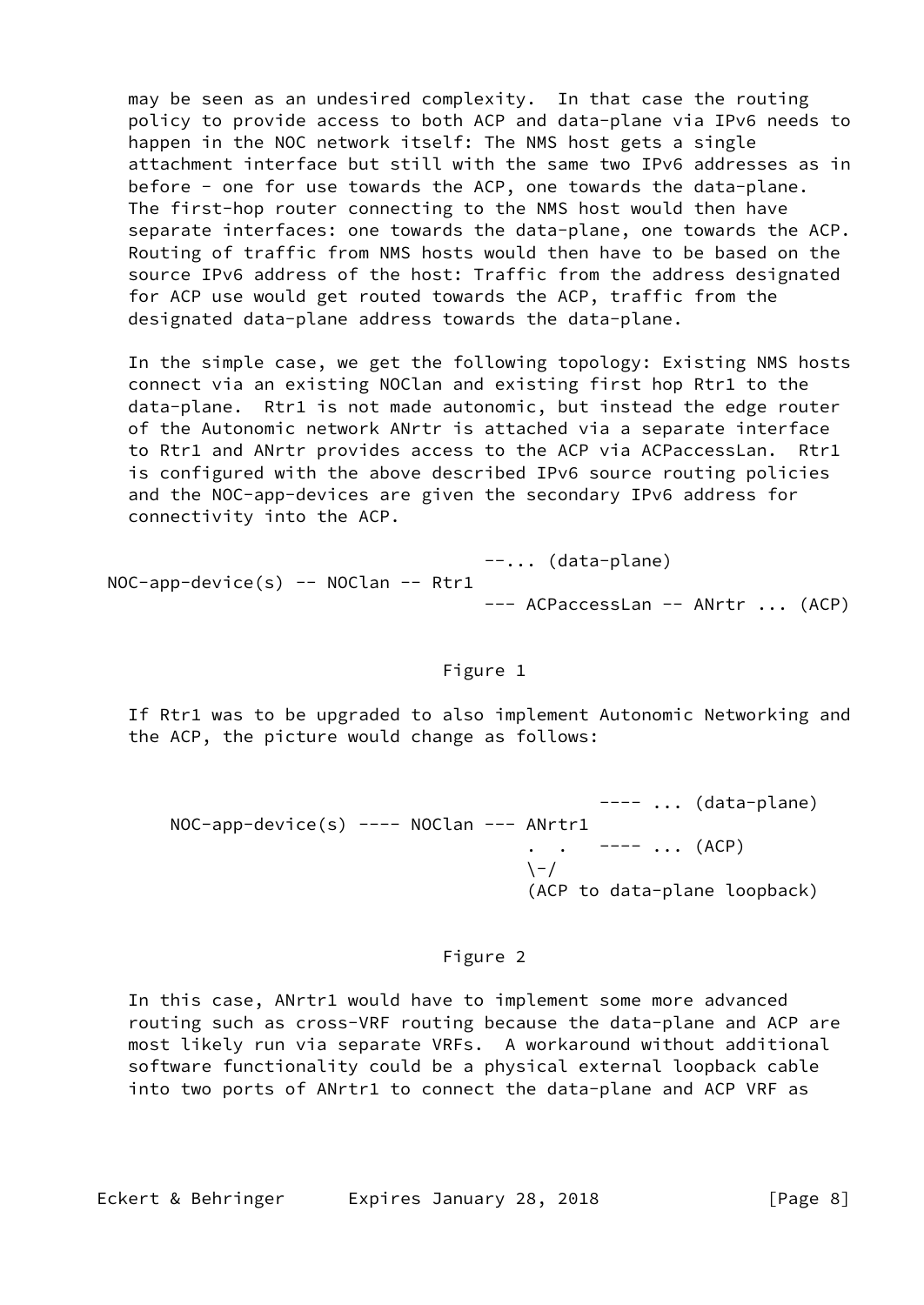may be seen as an undesired complexity. In that case the routing policy to provide access to both ACP and data-plane via IPv6 needs to happen in the NOC network itself: The NMS host gets a single attachment interface but still with the same two IPv6 addresses as in before - one for use towards the ACP, one towards the data-plane. The first-hop router connecting to the NMS host would then have separate interfaces: one towards the data-plane, one towards the ACP. Routing of traffic from NMS hosts would then have to be based on the source IPv6 address of the host: Traffic from the address designated for ACP use would get routed towards the ACP, traffic from the designated data-plane address towards the data-plane.

In the simple case, we get the following topology: Existing NMS hosts connect via an existing NOClan and existing first hop Rtr1 to the data-plane. Rtr1 is not made autonomic, but instead the edge router of the Autonomic network ANrtr is attached via a separate interface to Rtr1 and ANrtr provides access to the ACP via ACPaccessLan. Rtr1 is configured with the above described IPv6 source routing policies and the NOC-app-devices are given the secondary IPv6 address for connectivity into the ACP.

```
                                    --... (data-plane)
NOC-app-device(s) -- NOClan -- Rtr1
                                    --- ACPaccessLan -- ANrtr ... (ACP)
```

Figure 1

If Rtr1 was to be upgraded to also implement Autonomic Networking and the ACP, the picture would change as follows:

```
                                         ---- ... (data-plane)
NOC-app-device(s) ---- NOClan --- ANrtr1
                                  .  .   ---- ... (ACP)
                                  \-/
                                  (ACP to data-plane loopback)
```

Figure 2

In this case, ANrtr1 would have to implement some more advanced routing such as cross-VRF routing because the data-plane and ACP are most likely run via separate VRFs. A workaround without additional software functionality could be a physical external loopback cable into two ports of ANrtr1 to connect the data-plane and ACP VRF as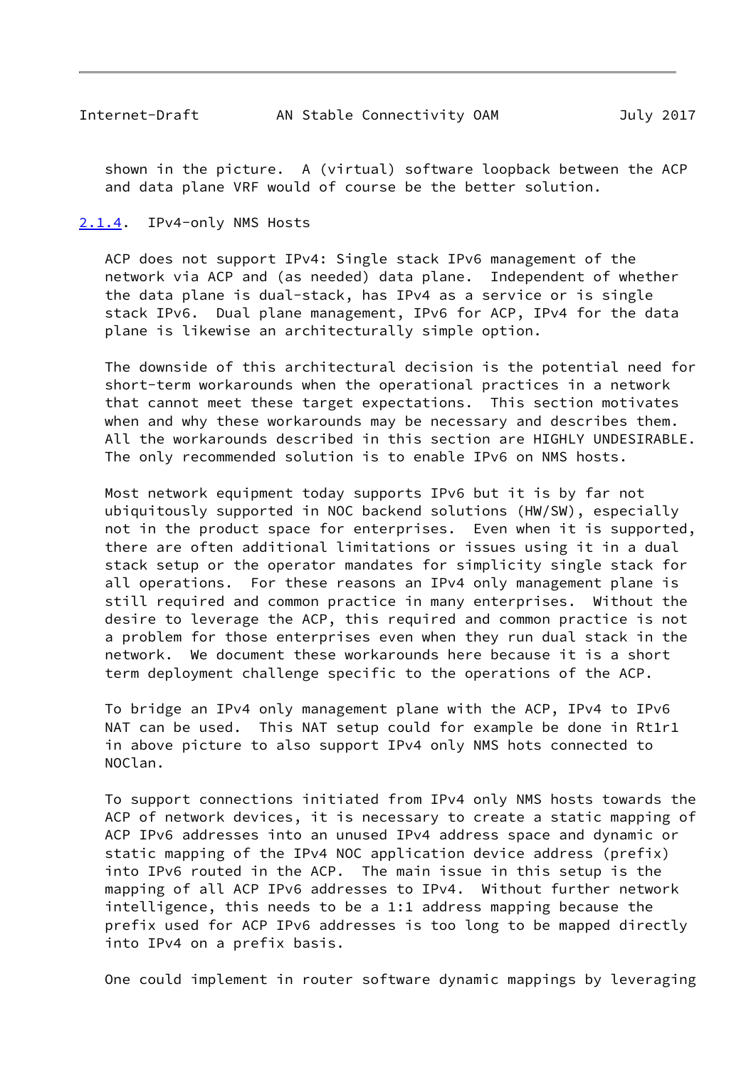shown in the picture. A (virtual) software loopback between the ACP and data plane VRF would of course be the better solution.

### 2.1.4. IPv4-only NMS Hosts

ACP does not support IPv4: Single stack IPv6 management of the network via ACP and (as needed) data plane. Independent of whether the data plane is dual-stack, has IPv4 as a service or is single stack IPv6. Dual plane management, IPv6 for ACP, IPv4 for the data plane is likewise an architecturally simple option.

The downside of this architectural decision is the potential need for short-term workarounds when the operational practices in a network that cannot meet these target expectations. This section motivates when and why these workarounds may be necessary and describes them. All the workarounds described in this section are HIGHLY UNDESIRABLE. The only recommended solution is to enable IPv6 on NMS hosts.

Most network equipment today supports IPv6 but it is by far not ubiquitously supported in NOC backend solutions (HW/SW), especially not in the product space for enterprises. Even when it is supported, there are often additional limitations or issues using it in a dual stack setup or the operator mandates for simplicity single stack for all operations. For these reasons an IPv4 only management plane is still required and common practice in many enterprises. Without the desire to leverage the ACP, this required and common practice is not a problem for those enterprises even when they run dual stack in the network. We document these workarounds here because it is a short term deployment challenge specific to the operations of the ACP.

To bridge an IPv4 only management plane with the ACP, IPv4 to IPv6 NAT can be used. This NAT setup could for example be done in Rt1r1 in above picture to also support IPv4 only NMS hots connected to NOClan.

To support connections initiated from IPv4 only NMS hosts towards the ACP of network devices, it is necessary to create a static mapping of ACP IPv6 addresses into an unused IPv4 address space and dynamic or static mapping of the IPv4 NOC application device address (prefix) into IPv6 routed in the ACP. The main issue in this setup is the mapping of all ACP IPv6 addresses to IPv4. Without further network intelligence, this needs to be a 1:1 address mapping because the prefix used for ACP IPv6 addresses is too long to be mapped directly into IPv4 on a prefix basis.

One could implement in router software dynamic mappings by leveraging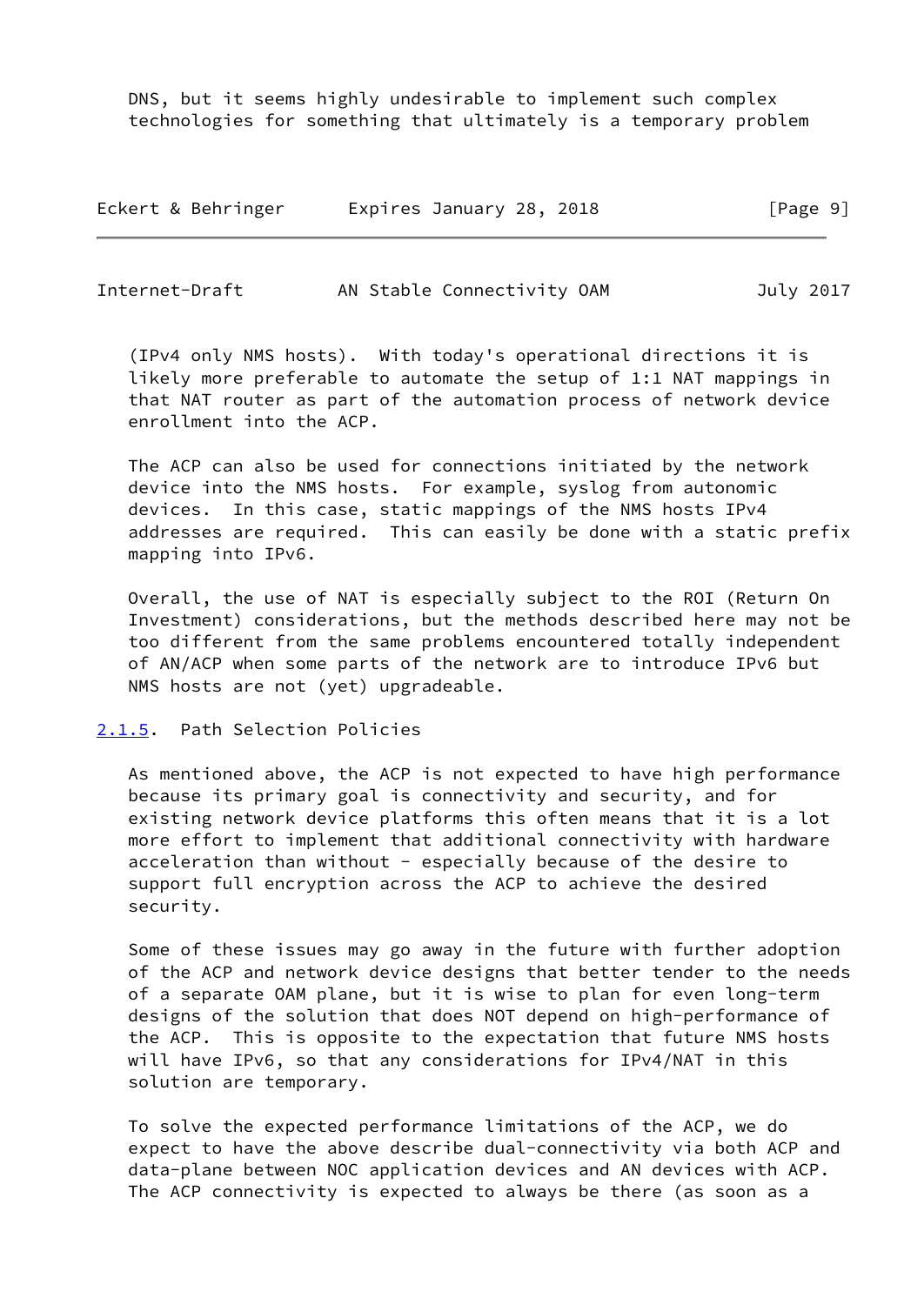DNS, but it seems highly undesirable to implement such complex technologies for something that ultimately is a temporary problem (IPv4 only NMS hosts). With today's operational directions it is likely more preferable to automate the setup of 1:1 NAT mappings in that NAT router as part of the automation process of network device enrollment into the ACP.

The ACP can also be used for connections initiated by the network device into the NMS hosts. For example, syslog from autonomic devices. In this case, static mappings of the NMS hosts IPv4 addresses are required. This can easily be done with a static prefix mapping into IPv6.

Overall, the use of NAT is especially subject to the ROI (Return On Investment) considerations, but the methods described here may not be too different from the same problems encountered totally independent of AN/ACP when some parts of the network are to introduce IPv6 but NMS hosts are not (yet) upgradeable.

### 2.1.5. Path Selection Policies

As mentioned above, the ACP is not expected to have high performance because its primary goal is connectivity and security, and for existing network device platforms this often means that it is a lot more effort to implement that additional connectivity with hardware acceleration than without - especially because of the desire to support full encryption across the ACP to achieve the desired security.

Some of these issues may go away in the future with further adoption of the ACP and network device designs that better tender to the needs of a separate OAM plane, but it is wise to plan for even long-term designs of the solution that does NOT depend on high-performance of the ACP. This is opposite to the expectation that future NMS hosts will have IPv6, so that any considerations for IPv4/NAT in this solution are temporary.

To solve the expected performance limitations of the ACP, we do expect to have the above describe dual-connectivity via both ACP and data-plane between NOC application devices and AN devices with ACP. The ACP connectivity is expected to always be there (as soon as a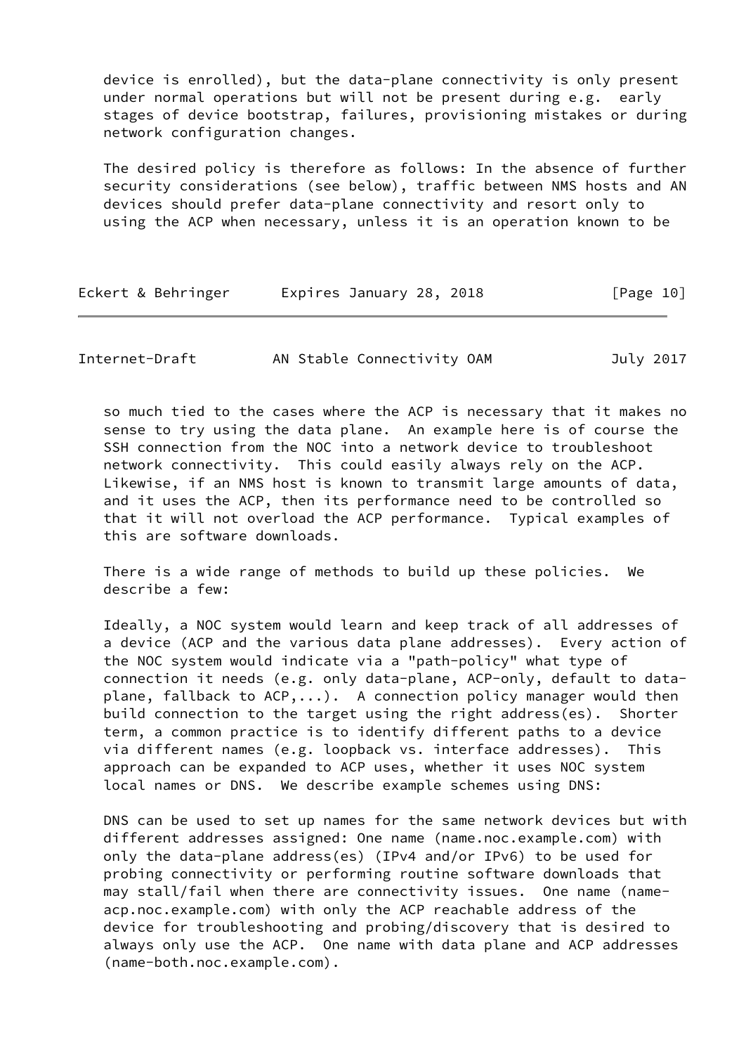device is enrolled), but the data-plane connectivity is only present under normal operations but will not be present during e.g. early stages of device bootstrap, failures, provisioning mistakes or during network configuration changes.

The desired policy is therefore as follows: In the absence of further security considerations (see below), traffic between NMS hosts and AN devices should prefer data-plane connectivity and resort only to using the ACP when necessary, unless it is an operation known to be so much tied to the cases where the ACP is necessary that it makes no sense to try using the data plane. An example here is of course the SSH connection from the NOC into a network device to troubleshoot network connectivity. This could easily always rely on the ACP. Likewise, if an NMS host is known to transmit large amounts of data, and it uses the ACP, then its performance need to be controlled so that it will not overload the ACP performance. Typical examples of this are software downloads.

There is a wide range of methods to build up these policies. We describe a few:

Ideally, a NOC system would learn and keep track of all addresses of a device (ACP and the various data plane addresses). Every action of the NOC system would indicate via a "path-policy" what type of connection it needs (e.g. only data-plane, ACP-only, default to data-plane, fallback to ACP,...). A connection policy manager would then build connection to the target using the right address(es). Shorter term, a common practice is to identify different paths to a device via different names (e.g. loopback vs. interface addresses). This approach can be expanded to ACP uses, whether it uses NOC system local names or DNS. We describe example schemes using DNS:

DNS can be used to set up names for the same network devices but with different addresses assigned: One name (name.noc.example.com) with only the data-plane address(es) (IPv4 and/or IPv6) to be used for probing connectivity or performing routine software downloads that may stall/fail when there are connectivity issues. One name (name-acp.noc.example.com) with only the ACP reachable address of the device for troubleshooting and probing/discovery that is desired to always only use the ACP. One name with data plane and ACP addresses (name-both.noc.example.com).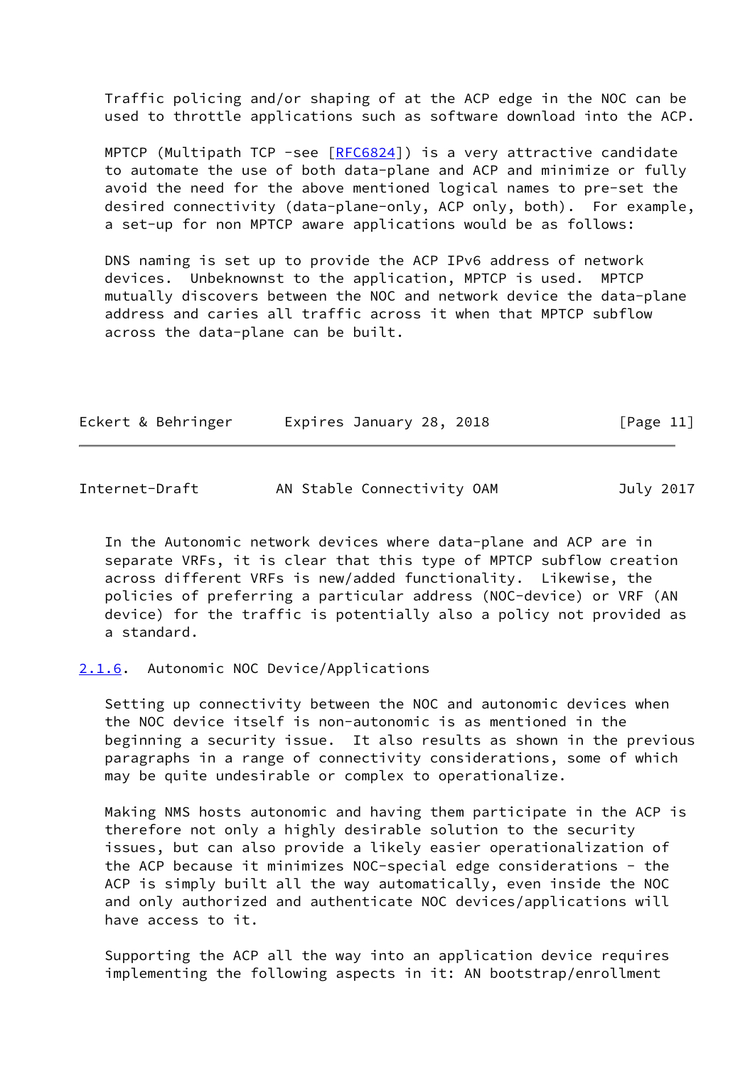Traffic policing and/or shaping of at the ACP edge in the NOC can be used to throttle applications such as software download into the ACP.

MPTCP (Multipath TCP -see [RFC6824]) is a very attractive candidate to automate the use of both data-plane and ACP and minimize or fully avoid the need for the above mentioned logical names to pre-set the desired connectivity (data-plane-only, ACP only, both). For example, a set-up for non MPTCP aware applications would be as follows:

DNS naming is set up to provide the ACP IPv6 address of network devices. Unbeknownst to the application, MPTCP is used. MPTCP mutually discovers between the NOC and network device the data-plane address and caries all traffic across it when that MPTCP subflow across the data-plane can be built.

In the Autonomic network devices where data-plane and ACP are in separate VRFs, it is clear that this type of MPTCP subflow creation across different VRFs is new/added functionality. Likewise, the policies of preferring a particular address (NOC-device) or VRF (AN device) for the traffic is potentially also a policy not provided as a standard.

### 2.1.6. Autonomic NOC Device/Applications

Setting up connectivity between the NOC and autonomic devices when the NOC device itself is non-autonomic is as mentioned in the beginning a security issue. It also results as shown in the previous paragraphs in a range of connectivity considerations, some of which may be quite undesirable or complex to operationalize.

Making NMS hosts autonomic and having them participate in the ACP is therefore not only a highly desirable solution to the security issues, but can also provide a likely easier operationalization of the ACP because it minimizes NOC-special edge considerations - the ACP is simply built all the way automatically, even inside the NOC and only authorized and authenticate NOC devices/applications will have access to it.

Supporting the ACP all the way into an application device requires implementing the following aspects in it: AN bootstrap/enrollment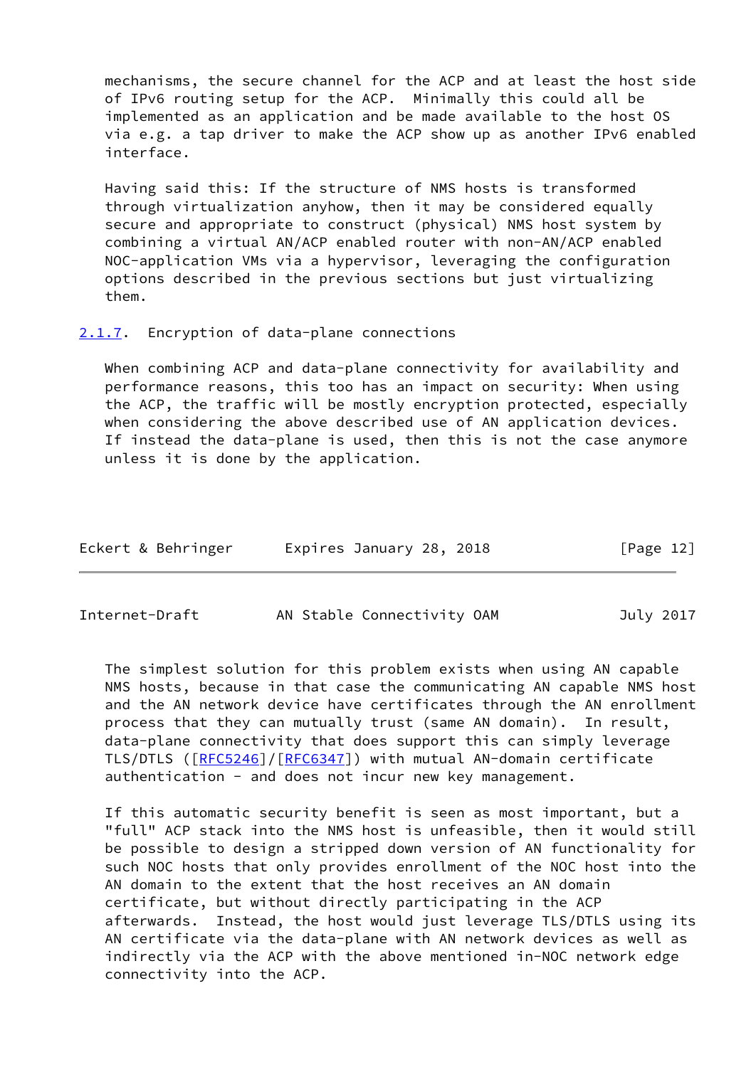mechanisms, the secure channel for the ACP and at least the host side of IPv6 routing setup for the ACP. Minimally this could all be implemented as an application and be made available to the host OS via e.g. a tap driver to make the ACP show up as another IPv6 enabled interface.

Having said this: If the structure of NMS hosts is transformed through virtualization anyhow, then it may be considered equally secure and appropriate to construct (physical) NMS host system by combining a virtual AN/ACP enabled router with non-AN/ACP enabled NOC-application VMs via a hypervisor, leveraging the configuration options described in the previous sections but just virtualizing them.

### 2.1.7. Encryption of data-plane connections

When combining ACP and data-plane connectivity for availability and performance reasons, this too has an impact on security: When using the ACP, the traffic will be mostly encryption protected, especially when considering the above described use of AN application devices. If instead the data-plane is used, then this is not the case anymore unless it is done by the application.

The simplest solution for this problem exists when using AN capable NMS hosts, because in that case the communicating AN capable NMS host and the AN network device have certificates through the AN enrollment process that they can mutually trust (same AN domain). In result, data-plane connectivity that does support this can simply leverage TLS/DTLS ([RFC5246]/[RFC6347]) with mutual AN-domain certificate authentication - and does not incur new key management.

If this automatic security benefit is seen as most important, but a "full" ACP stack into the NMS host is unfeasible, then it would still be possible to design a stripped down version of AN functionality for such NOC hosts that only provides enrollment of the NOC host into the AN domain to the extent that the host receives an AN domain certificate, but without directly participating in the ACP afterwards. Instead, the host would just leverage TLS/DTLS using its AN certificate via the data-plane with AN network devices as well as indirectly via the ACP with the above mentioned in-NOC network edge connectivity into the ACP.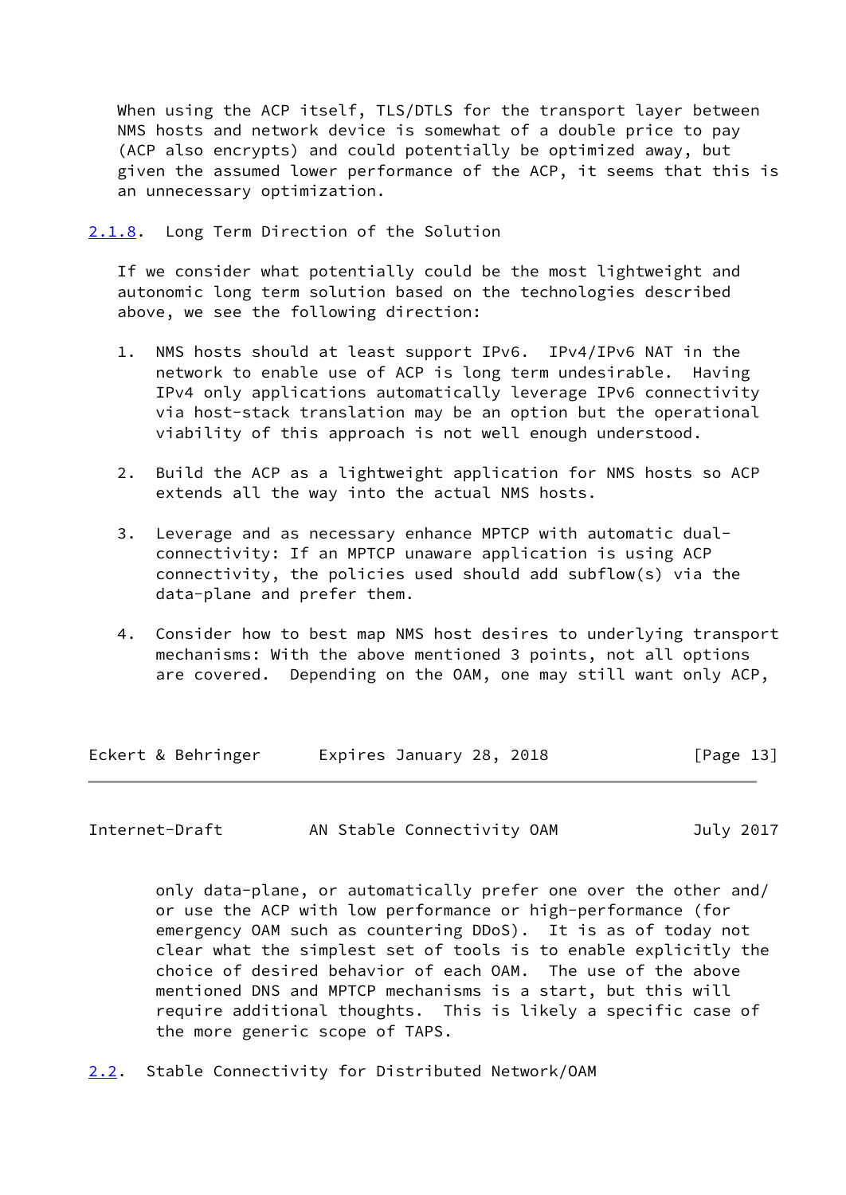When using the ACP itself, TLS/DTLS for the transport layer between NMS hosts and network device is somewhat of a double price to pay (ACP also encrypts) and could potentially be optimized away, but given the assumed lower performance of the ACP, it seems that this is an unnecessary optimization.

### 2.1.8. Long Term Direction of the Solution

If we consider what potentially could be the most lightweight and autonomic long term solution based on the technologies described above, we see the following direction:

1. NMS hosts should at least support IPv6. IPv4/IPv6 NAT in the network to enable use of ACP is long term undesirable. Having IPv4 only applications automatically leverage IPv6 connectivity via host-stack translation may be an option but the operational viability of this approach is not well enough understood.

2. Build the ACP as a lightweight application for NMS hosts so ACP extends all the way into the actual NMS hosts.

3. Leverage and as necessary enhance MPTCP with automatic dual-connectivity: If an MPTCP unaware application is using ACP connectivity, the policies used should add subflow(s) via the data-plane and prefer them.

4. Consider how to best map NMS host desires to underlying transport mechanisms: With the above mentioned 3 points, not all options are covered. Depending on the OAM, one may still want only ACP, only data-plane, or automatically prefer one over the other and/or use the ACP with low performance or high-performance (for emergency OAM such as countering DDoS). It is as of today not clear what the simplest set of tools is to enable explicitly the choice of desired behavior of each OAM. The use of the above mentioned DNS and MPTCP mechanisms is a start, but this will require additional thoughts. This is likely a specific case of the more generic scope of TAPS.

## 2.2. Stable Connectivity for Distributed Network/OAM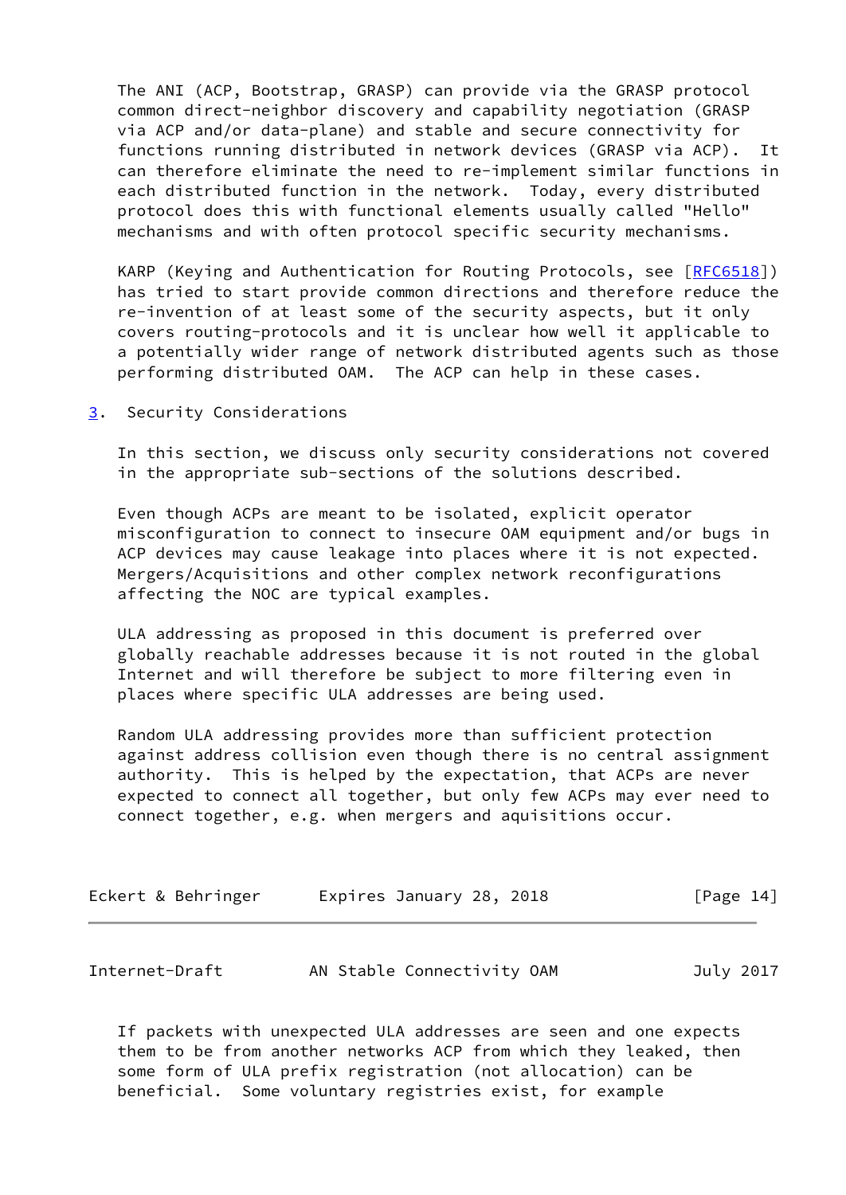The ANI (ACP, Bootstrap, GRASP) can provide via the GRASP protocol common direct-neighbor discovery and capability negotiation (GRASP via ACP and/or data-plane) and stable and secure connectivity for functions running distributed in network devices (GRASP via ACP). It can therefore eliminate the need to re-implement similar functions in each distributed function in the network. Today, every distributed protocol does this with functional elements usually called "Hello" mechanisms and with often protocol specific security mechanisms.

KARP (Keying and Authentication for Routing Protocols, see [RFC6518]) has tried to start provide common directions and therefore reduce the re-invention of at least some of the security aspects, but it only covers routing-protocols and it is unclear how well it applicable to a potentially wider range of network distributed agents such as those performing distributed OAM. The ACP can help in these cases.

## 3. Security Considerations

In this section, we discuss only security considerations not covered in the appropriate sub-sections of the solutions described.

Even though ACPs are meant to be isolated, explicit operator misconfiguration to connect to insecure OAM equipment and/or bugs in ACP devices may cause leakage into places where it is not expected. Mergers/Acquisitions and other complex network reconfigurations affecting the NOC are typical examples.

ULA addressing as proposed in this document is preferred over globally reachable addresses because it is not routed in the global Internet and will therefore be subject to more filtering even in places where specific ULA addresses are being used.

Random ULA addressing provides more than sufficient protection against address collision even though there is no central assignment authority. This is helped by the expectation, that ACPs are never expected to connect all together, but only few ACPs may ever need to connect together, e.g. when mergers and aquisitions occur.

If packets with unexpected ULA addresses are seen and one expects them to be from another networks ACP from which they leaked, then some form of ULA prefix registration (not allocation) can be beneficial. Some voluntary registries exist, for example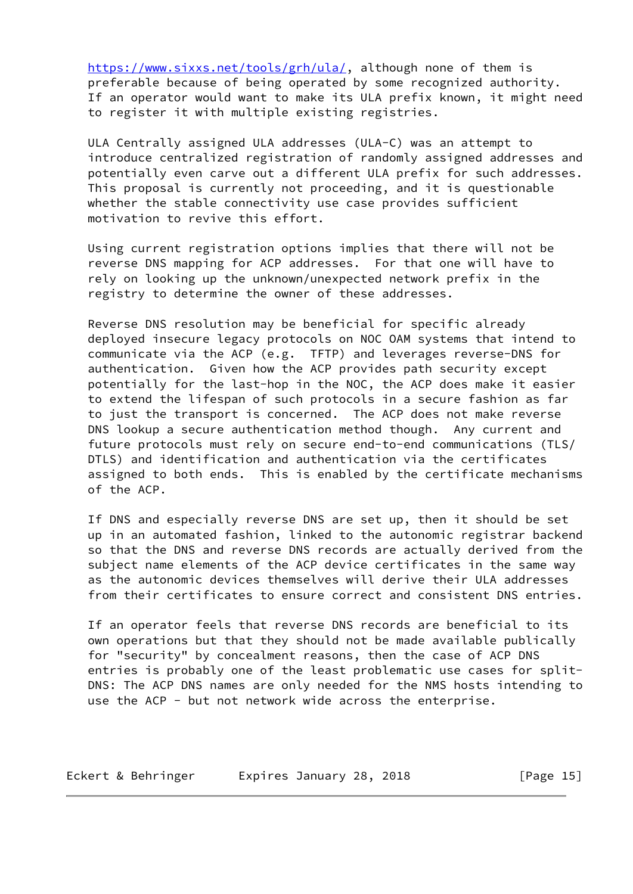https://www.sixxs.net/tools/grh/ula/, although none of them is preferable because of being operated by some recognized authority. If an operator would want to make its ULA prefix known, it might need to register it with multiple existing registries.

ULA Centrally assigned ULA addresses (ULA-C) was an attempt to introduce centralized registration of randomly assigned addresses and potentially even carve out a different ULA prefix for such addresses. This proposal is currently not proceeding, and it is questionable whether the stable connectivity use case provides sufficient motivation to revive this effort.

Using current registration options implies that there will not be reverse DNS mapping for ACP addresses. For that one will have to rely on looking up the unknown/unexpected network prefix in the registry to determine the owner of these addresses.

Reverse DNS resolution may be beneficial for specific already deployed insecure legacy protocols on NOC OAM systems that intend to communicate via the ACP (e.g. TFTP) and leverages reverse-DNS for authentication. Given how the ACP provides path security except potentially for the last-hop in the NOC, the ACP does make it easier to extend the lifespan of such protocols in a secure fashion as far to just the transport is concerned. The ACP does not make reverse DNS lookup a secure authentication method though. Any current and future protocols must rely on secure end-to-end communications (TLS/DTLS) and identification and authentication via the certificates assigned to both ends. This is enabled by the certificate mechanisms of the ACP.

If DNS and especially reverse DNS are set up, then it should be set up in an automated fashion, linked to the autonomic registrar backend so that the DNS and reverse DNS records are actually derived from the subject name elements of the ACP device certificates in the same way as the autonomic devices themselves will derive their ULA addresses from their certificates to ensure correct and consistent DNS entries.

If an operator feels that reverse DNS records are beneficial to its own operations but that they should not be made available publically for "security" by concealment reasons, then the case of ACP DNS entries is probably one of the least problematic use cases for split-DNS: The ACP DNS names are only needed for the NMS hosts intending to use the ACP - but not network wide across the enterprise.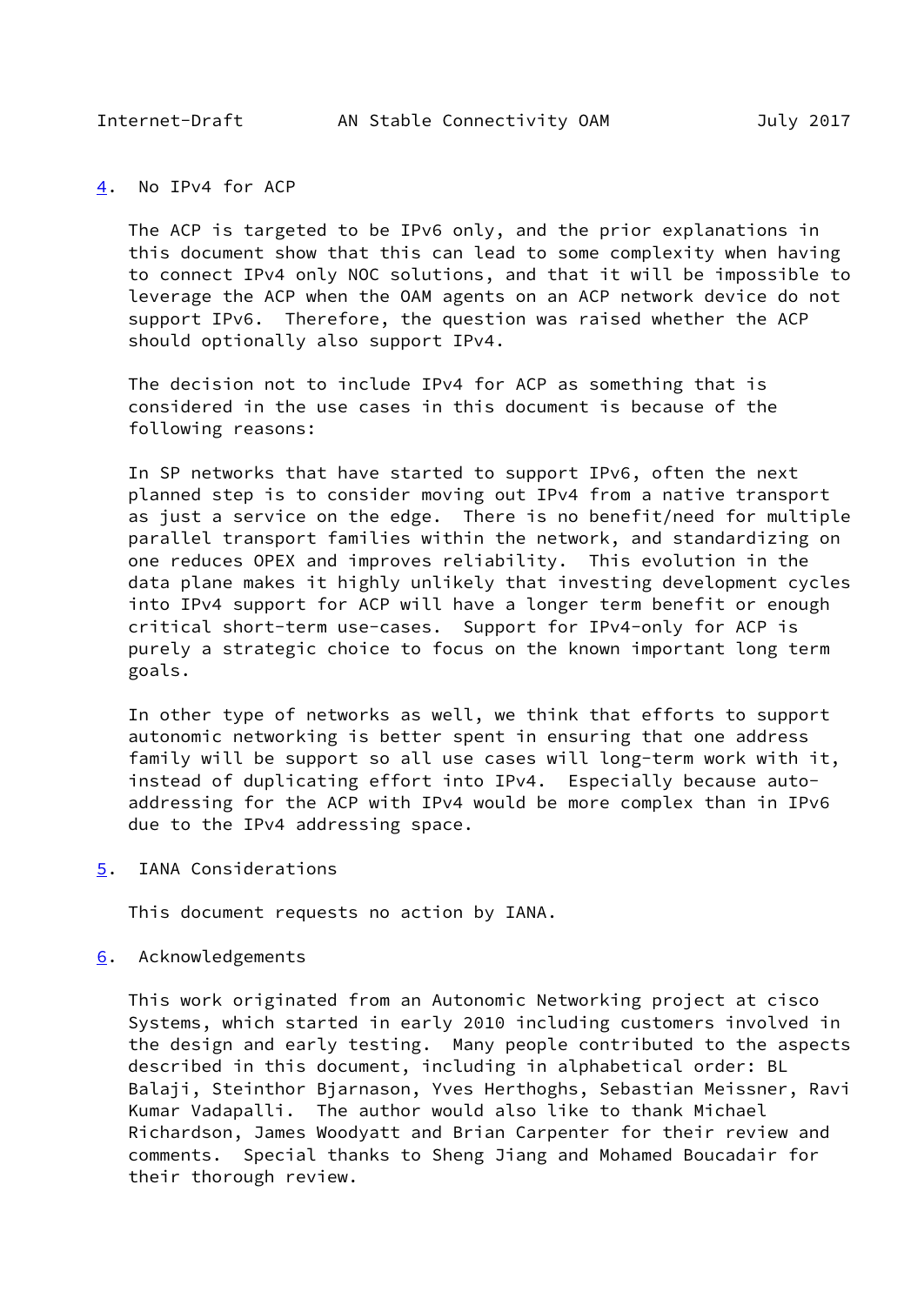## 4. No IPv4 for ACP

The ACP is targeted to be IPv6 only, and the prior explanations in this document show that this can lead to some complexity when having to connect IPv4 only NOC solutions, and that it will be impossible to leverage the ACP when the OAM agents on an ACP network device do not support IPv6. Therefore, the question was raised whether the ACP should optionally also support IPv4.

The decision not to include IPv4 for ACP as something that is considered in the use cases in this document is because of the following reasons:

In SP networks that have started to support IPv6, often the next planned step is to consider moving out IPv4 from a native transport as just a service on the edge. There is no benefit/need for multiple parallel transport families within the network, and standardizing on one reduces OPEX and improves reliability. This evolution in the data plane makes it highly unlikely that investing development cycles into IPv4 support for ACP will have a longer term benefit or enough critical short-term use-cases. Support for IPv4-only for ACP is purely a strategic choice to focus on the known important long term goals.

In other type of networks as well, we think that efforts to support autonomic networking is better spent in ensuring that one address family will be support so all use cases will long-term work with it, instead of duplicating effort into IPv4. Especially because auto-addressing for the ACP with IPv4 would be more complex than in IPv6 due to the IPv4 addressing space.

## 5. IANA Considerations

This document requests no action by IANA.

## 6. Acknowledgements

This work originated from an Autonomic Networking project at cisco Systems, which started in early 2010 including customers involved in the design and early testing. Many people contributed to the aspects described in this document, including in alphabetical order: BL Balaji, Steinthor Bjarnason, Yves Herthoghs, Sebastian Meissner, Ravi Kumar Vadapalli. The author would also like to thank Michael Richardson, James Woodyatt and Brian Carpenter for their review and comments. Special thanks to Sheng Jiang and Mohamed Boucadair for their thorough review.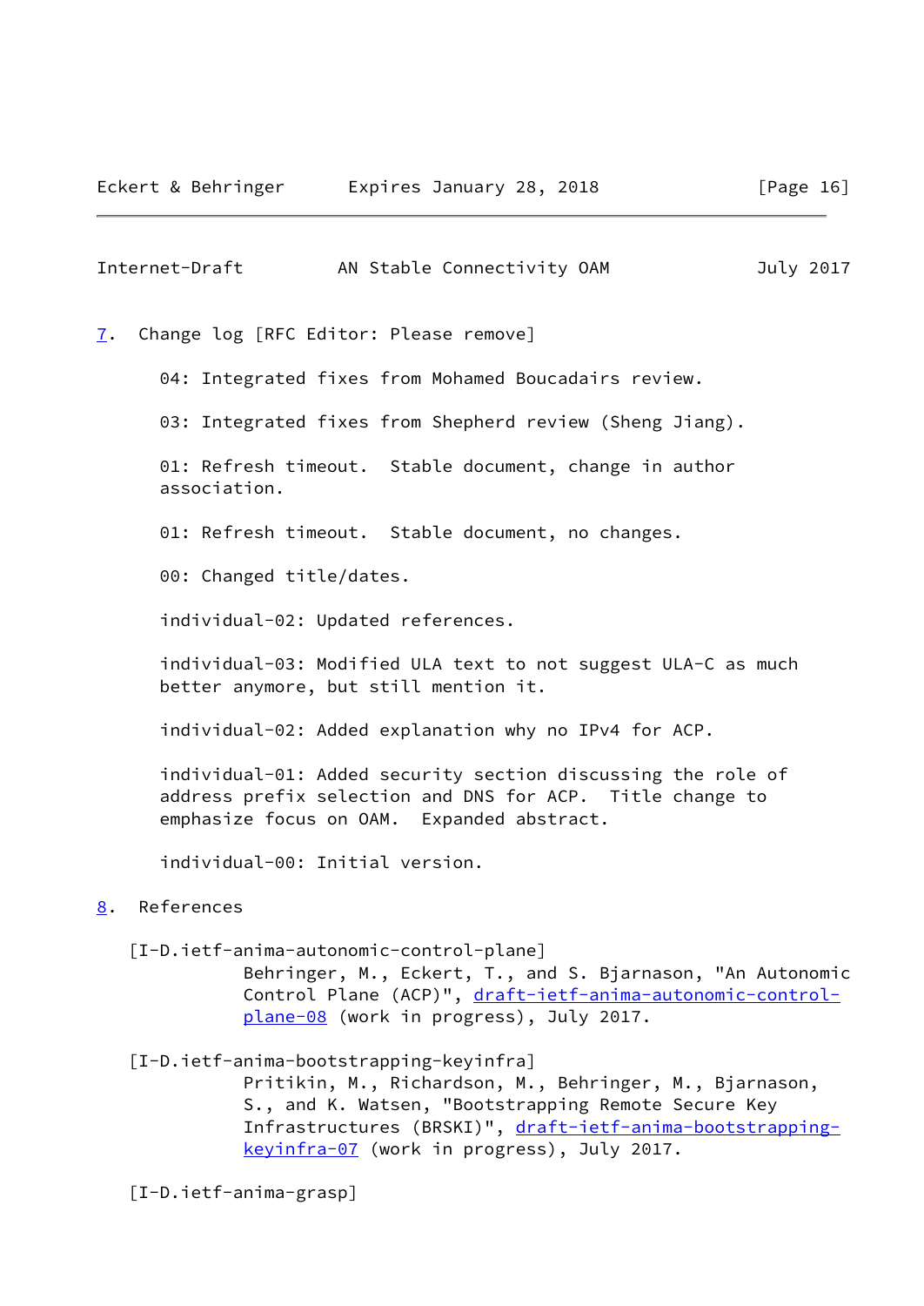## 7. Change log [RFC Editor: Please remove]

04: Integrated fixes from Mohamed Boucadairs review.

03: Integrated fixes from Shepherd review (Sheng Jiang).

01: Refresh timeout. Stable document, change in author association.

01: Refresh timeout. Stable document, no changes.

00: Changed title/dates.

individual-02: Updated references.

individual-03: Modified ULA text to not suggest ULA-C as much better anymore, but still mention it.

individual-02: Added explanation why no IPv4 for ACP.

individual-01: Added security section discussing the role of address prefix selection and DNS for ACP. Title change to emphasize focus on OAM. Expanded abstract.

individual-00: Initial version.

## 8. References

[I-D.ietf-anima-autonomic-control-plane]
Behringer, M., Eckert, T., and S. Bjarnason, "An Autonomic Control Plane (ACP)", draft-ietf-anima-autonomic-control-plane-08 (work in progress), July 2017.

[I-D.ietf-anima-bootstrapping-keyinfra]
Pritikin, M., Richardson, M., Behringer, M., Bjarnason, S., and K. Watsen, "Bootstrapping Remote Secure Key Infrastructures (BRSKI)", draft-ietf-anima-bootstrapping-keyinfra-07 (work in progress), July 2017.

[I-D.ietf-anima-grasp]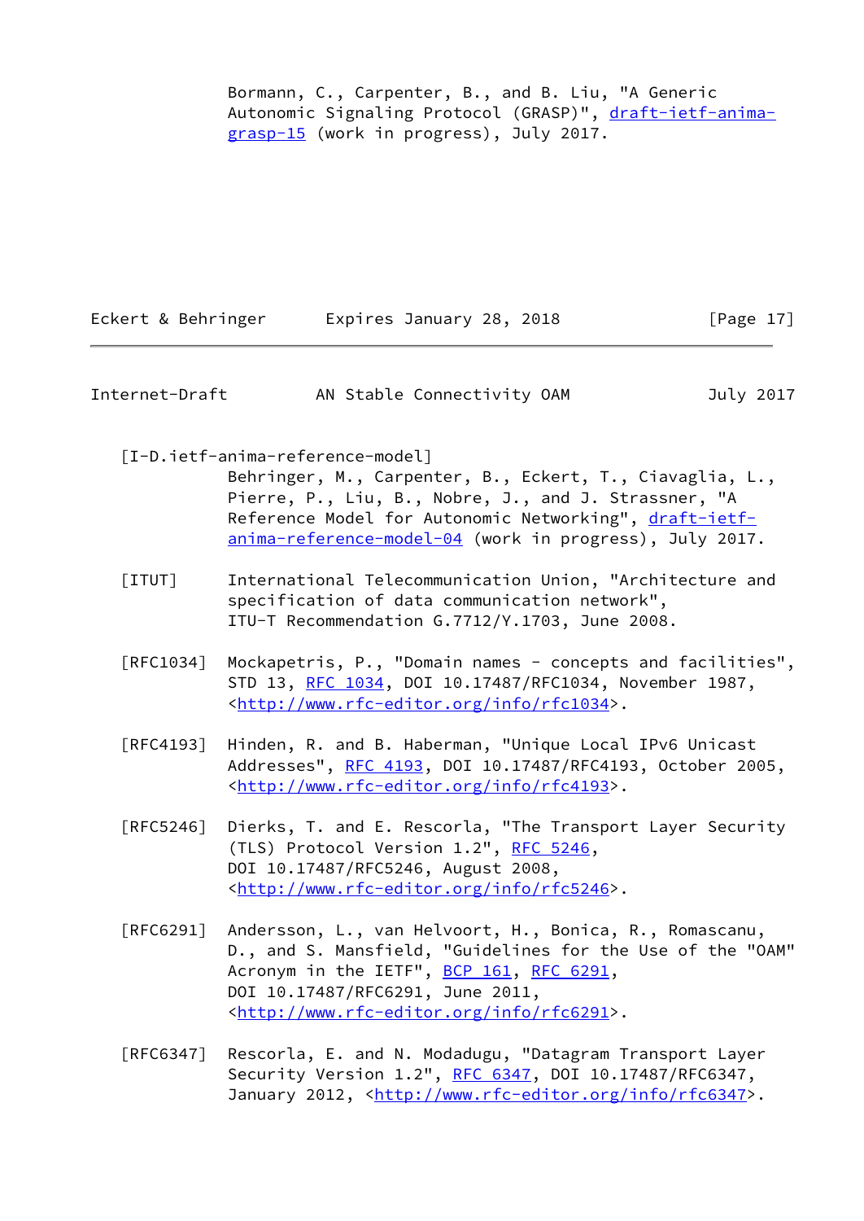Bormann, C., Carpenter, B., and B. Liu, "A Generic Autonomic Signaling Protocol (GRASP)", draft-ietf-anima-grasp-15 (work in progress), July 2017.

[I-D.ietf-anima-reference-model]
Behringer, M., Carpenter, B., Eckert, T., Ciavaglia, L., Pierre, P., Liu, B., Nobre, J., and J. Strassner, "A Reference Model for Autonomic Networking", draft-ietf-anima-reference-model-04 (work in progress), July 2017.

[ITUT] International Telecommunication Union, "Architecture and specification of data communication network", ITU-T Recommendation G.7712/Y.1703, June 2008.

[RFC1034] Mockapetris, P., "Domain names - concepts and facilities", STD 13, RFC 1034, DOI 10.17487/RFC1034, November 1987, <http://www.rfc-editor.org/info/rfc1034>.

[RFC4193] Hinden, R. and B. Haberman, "Unique Local IPv6 Unicast Addresses", RFC 4193, DOI 10.17487/RFC4193, October 2005, <http://www.rfc-editor.org/info/rfc4193>.

[RFC5246] Dierks, T. and E. Rescorla, "The Transport Layer Security (TLS) Protocol Version 1.2", RFC 5246, DOI 10.17487/RFC5246, August 2008, <http://www.rfc-editor.org/info/rfc5246>.

[RFC6291] Andersson, L., van Helvoort, H., Bonica, R., Romascanu, D., and S. Mansfield, "Guidelines for the Use of the "OAM" Acronym in the IETF", BCP 161, RFC 6291, DOI 10.17487/RFC6291, June 2011, <http://www.rfc-editor.org/info/rfc6291>.

[RFC6347] Rescorla, E. and N. Modadugu, "Datagram Transport Layer Security Version 1.2", RFC 6347, DOI 10.17487/RFC6347, January 2012, <http://www.rfc-editor.org/info/rfc6347>.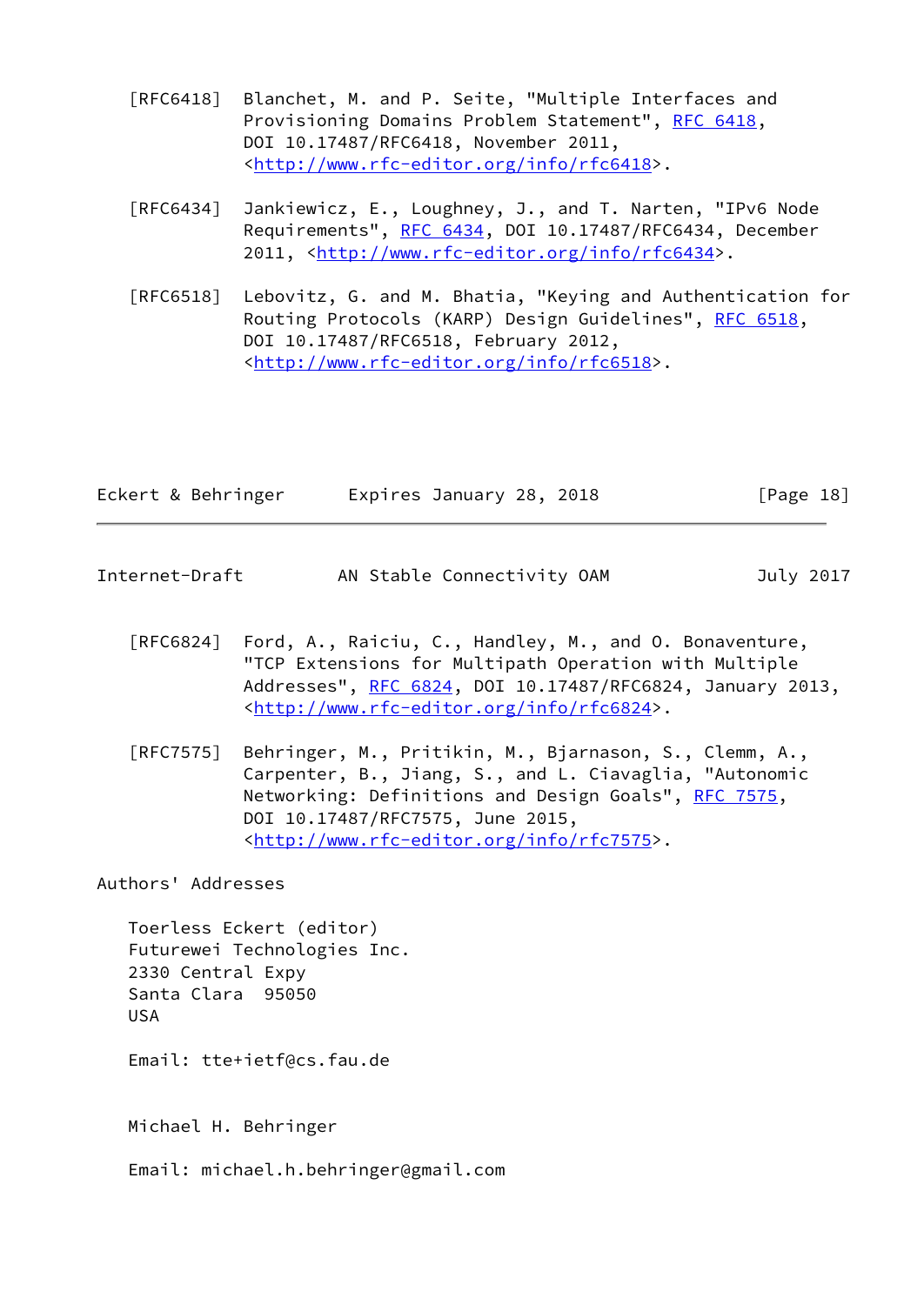[RFC6418] Blanchet, M. and P. Seite, "Multiple Interfaces and Provisioning Domains Problem Statement", RFC 6418, DOI 10.17487/RFC6418, November 2011, <http://www.rfc-editor.org/info/rfc6418>.

[RFC6434] Jankiewicz, E., Loughney, J., and T. Narten, "IPv6 Node Requirements", RFC 6434, DOI 10.17487/RFC6434, December 2011, <http://www.rfc-editor.org/info/rfc6434>.

[RFC6518] Lebovitz, G. and M. Bhatia, "Keying and Authentication for Routing Protocols (KARP) Design Guidelines", RFC 6518, DOI 10.17487/RFC6518, February 2012, <http://www.rfc-editor.org/info/rfc6518>.

[RFC6824] Ford, A., Raiciu, C., Handley, M., and O. Bonaventure, "TCP Extensions for Multipath Operation with Multiple Addresses", RFC 6824, DOI 10.17487/RFC6824, January 2013, <http://www.rfc-editor.org/info/rfc6824>.

[RFC7575] Behringer, M., Pritikin, M., Bjarnason, S., Clemm, A., Carpenter, B., Jiang, S., and L. Ciavaglia, "Autonomic Networking: Definitions and Design Goals", RFC 7575, DOI 10.17487/RFC7575, June 2015, <http://www.rfc-editor.org/info/rfc7575>.

## Authors' Addresses

Toerless Eckert (editor)
Futurewei Technologies Inc.
2330 Central Expy
Santa Clara 95050
USA

Email: tte+ietf@cs.fau.de

Michael H. Behringer

Email: michael.h.behringer@gmail.com